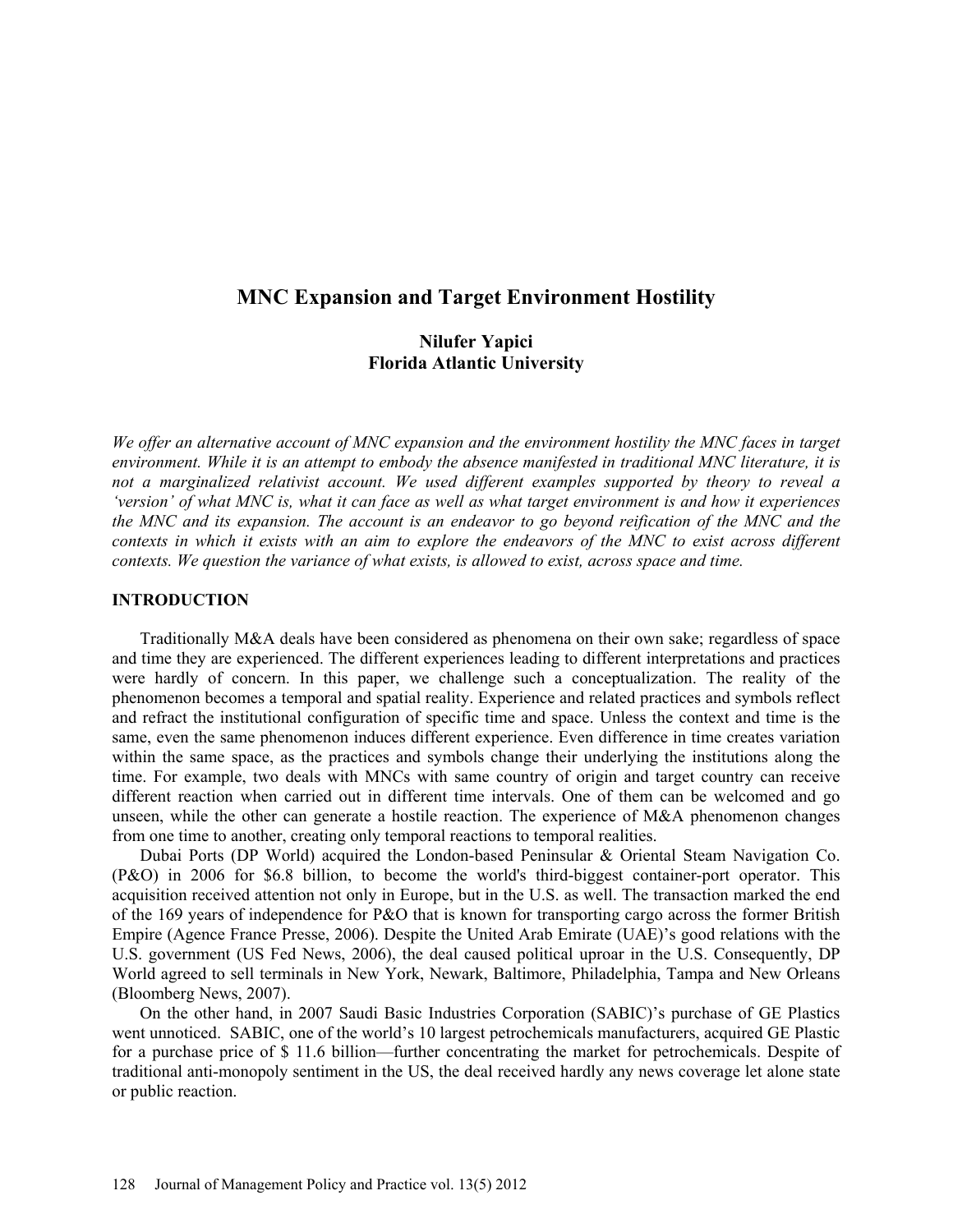# MNC Expansion and Target Environment Hostility

**Nilufer Yapici**
**Florida Atlantic University**

*We offer an alternative account of MNC expansion and the environment hostility the MNC faces in target environment. While it is an attempt to embody the absence manifested in traditional MNC literature, it is not a marginalized relativist account. We used different examples supported by theory to reveal a 'version' of what MNC is, what it can face as well as what target environment is and how it experiences the MNC and its expansion. The account is an endeavor to go beyond reification of the MNC and the contexts in which it exists with an aim to explore the endeavors of the MNC to exist across different contexts. We question the variance of what exists, is allowed to exist, across space and time.*

## INTRODUCTION

Traditionally M&A deals have been considered as phenomena on their own sake; regardless of space and time they are experienced. The different experiences leading to different interpretations and practices were hardly of concern. In this paper, we challenge such a conceptualization. The reality of the phenomenon becomes a temporal and spatial reality. Experience and related practices and symbols reflect and refract the institutional configuration of specific time and space. Unless the context and time is the same, even the same phenomenon induces different experience. Even difference in time creates variation within the same space, as the practices and symbols change their underlying the institutions along the time. For example, two deals with MNCs with same country of origin and target country can receive different reaction when carried out in different time intervals. One of them can be welcomed and go unseen, while the other can generate a hostile reaction. The experience of M&A phenomenon changes from one time to another, creating only temporal reactions to temporal realities.

Dubai Ports (DP World) acquired the London-based Peninsular & Oriental Steam Navigation Co. (P&O) in 2006 for $6.8 billion, to become the world's third-biggest container-port operator. This acquisition received attention not only in Europe, but in the U.S. as well. The transaction marked the end of the 169 years of independence for P&O that is known for transporting cargo across the former British Empire (Agence France Presse, 2006). Despite the United Arab Emirate (UAE)'s good relations with the U.S. government (US Fed News, 2006), the deal caused political uproar in the U.S. Consequently, DP World agreed to sell terminals in New York, Newark, Baltimore, Philadelphia, Tampa and New Orleans (Bloomberg News, 2007).

On the other hand, in 2007 Saudi Basic Industries Corporation (SABIC)'s purchase of GE Plastics went unnoticed. SABIC, one of the world's 10 largest petrochemicals manufacturers, acquired GE Plastic for a purchase price of $ 11.6 billion—further concentrating the market for petrochemicals. Despite of traditional anti-monopoly sentiment in the US, the deal received hardly any news coverage let alone state or public reaction.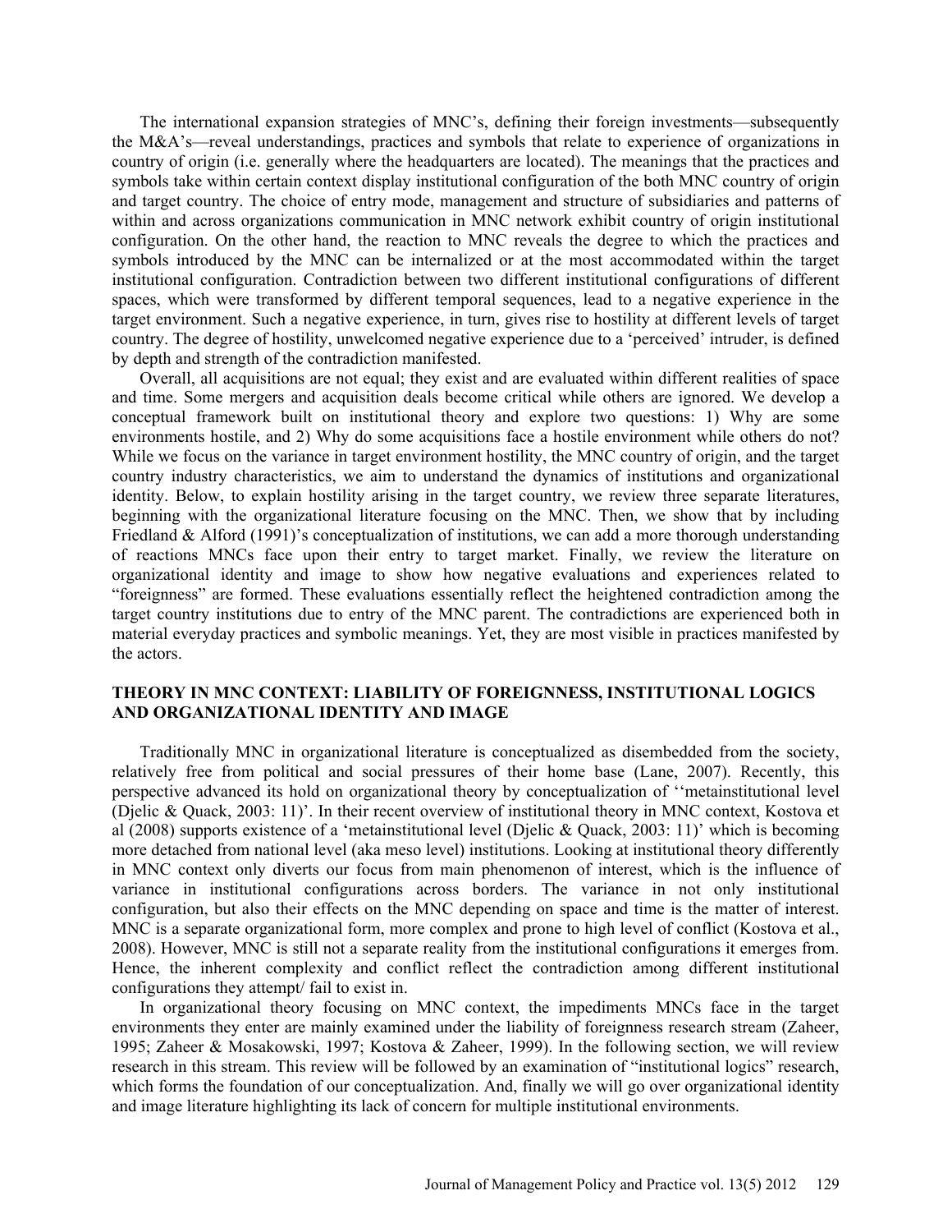The international expansion strategies of MNC's, defining their foreign investments—subsequently the M&A's—reveal understandings, practices and symbols that relate to experience of organizations in country of origin (i.e. generally where the headquarters are located). The meanings that the practices and symbols take within certain context display institutional configuration of the both MNC country of origin and target country. The choice of entry mode, management and structure of subsidiaries and patterns of within and across organizations communication in MNC network exhibit country of origin institutional configuration. On the other hand, the reaction to MNC reveals the degree to which the practices and symbols introduced by the MNC can be internalized or at the most accommodated within the target institutional configuration. Contradiction between two different institutional configurations of different spaces, which were transformed by different temporal sequences, lead to a negative experience in the target environment. Such a negative experience, in turn, gives rise to hostility at different levels of target country. The degree of hostility, unwelcomed negative experience due to a 'perceived' intruder, is defined by depth and strength of the contradiction manifested.

Overall, all acquisitions are not equal; they exist and are evaluated within different realities of space and time. Some mergers and acquisition deals become critical while others are ignored. We develop a conceptual framework built on institutional theory and explore two questions: 1) Why are some environments hostile, and 2) Why do some acquisitions face a hostile environment while others do not? While we focus on the variance in target environment hostility, the MNC country of origin, and the target country industry characteristics, we aim to understand the dynamics of institutions and organizational identity. Below, to explain hostility arising in the target country, we review three separate literatures, beginning with the organizational literature focusing on the MNC. Then, we show that by including Friedland & Alford (1991)'s conceptualization of institutions, we can add a more thorough understanding of reactions MNCs face upon their entry to target market. Finally, we review the literature on organizational identity and image to show how negative evaluations and experiences related to "foreignness" are formed. These evaluations essentially reflect the heightened contradiction among the target country institutions due to entry of the MNC parent. The contradictions are experienced both in material everyday practices and symbolic meanings. Yet, they are most visible in practices manifested by the actors.

## THEORY IN MNC CONTEXT: LIABILITY OF FOREIGNNESS, INSTITUTIONAL LOGICS AND ORGANIZATIONAL IDENTITY AND IMAGE

Traditionally MNC in organizational literature is conceptualized as disembedded from the society, relatively free from political and social pressures of their home base (Lane, 2007). Recently, this perspective advanced its hold on organizational theory by conceptualization of ''metainstitutional level (Djelic & Quack, 2003: 11)'. In their recent overview of institutional theory in MNC context, Kostova et al (2008) supports existence of a 'metainstitutional level (Djelic & Quack, 2003: 11)' which is becoming more detached from national level (aka meso level) institutions. Looking at institutional theory differently in MNC context only diverts our focus from main phenomenon of interest, which is the influence of variance in institutional configurations across borders. The variance in not only institutional configuration, but also their effects on the MNC depending on space and time is the matter of interest. MNC is a separate organizational form, more complex and prone to high level of conflict (Kostova et al., 2008). However, MNC is still not a separate reality from the institutional configurations it emerges from. Hence, the inherent complexity and conflict reflect the contradiction among different institutional configurations they attempt/ fail to exist in.

In organizational theory focusing on MNC context, the impediments MNCs face in the target environments they enter are mainly examined under the liability of foreignness research stream (Zaheer, 1995; Zaheer & Mosakowski, 1997; Kostova & Zaheer, 1999). In the following section, we will review research in this stream. This review will be followed by an examination of "institutional logics" research, which forms the foundation of our conceptualization. And, finally we will go over organizational identity and image literature highlighting its lack of concern for multiple institutional environments.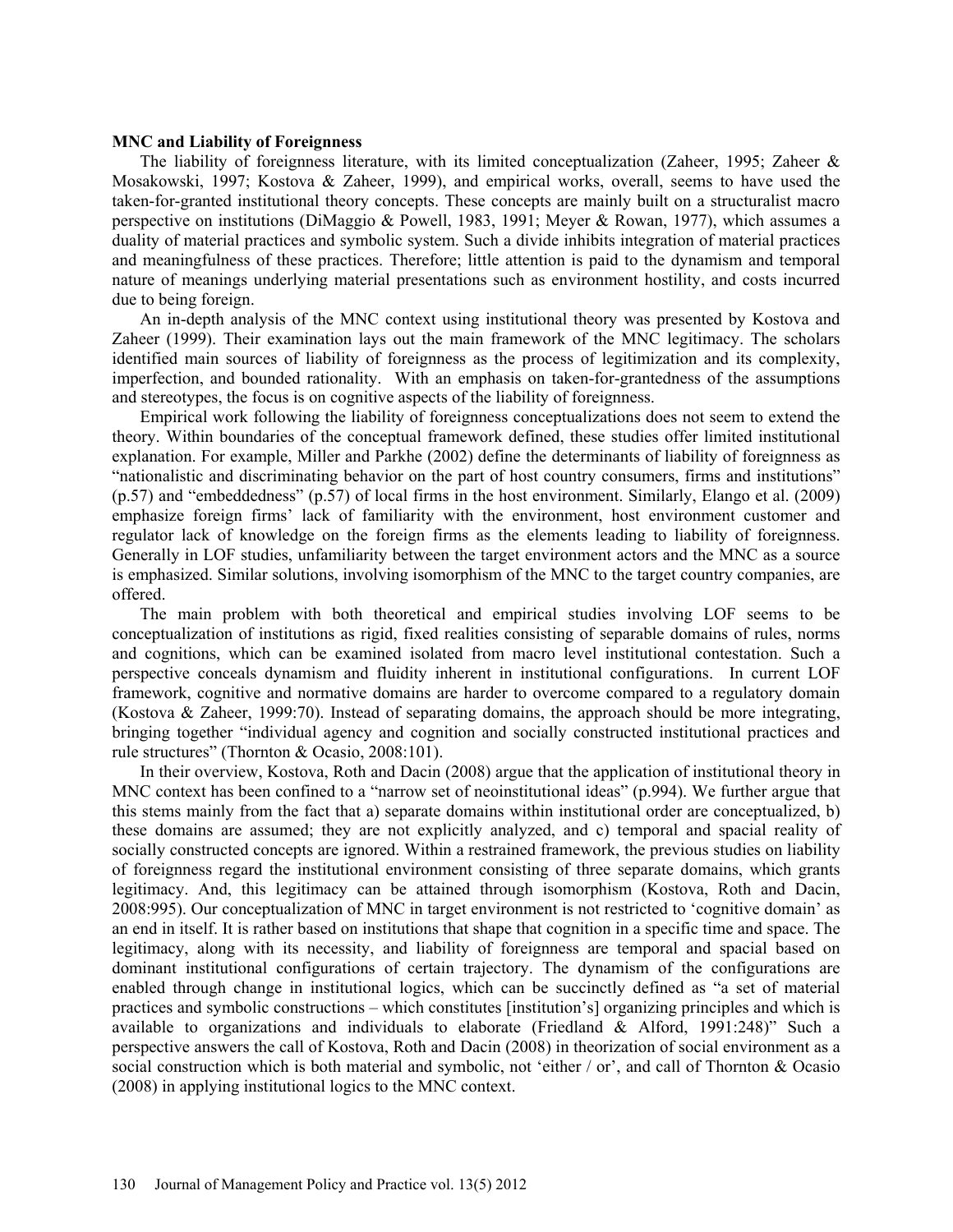**MNC and Liability of Foreignness**

The liability of foreignness literature, with its limited conceptualization (Zaheer, 1995; Zaheer & Mosakowski, 1997; Kostova & Zaheer, 1999), and empirical works, overall, seems to have used the taken-for-granted institutional theory concepts. These concepts are mainly built on a structuralist macro perspective on institutions (DiMaggio & Powell, 1983, 1991; Meyer & Rowan, 1977), which assumes a duality of material practices and symbolic system. Such a divide inhibits integration of material practices and meaningfulness of these practices. Therefore; little attention is paid to the dynamism and temporal nature of meanings underlying material presentations such as environment hostility, and costs incurred due to being foreign.

An in-depth analysis of the MNC context using institutional theory was presented by Kostova and Zaheer (1999). Their examination lays out the main framework of the MNC legitimacy. The scholars identified main sources of liability of foreignness as the process of legitimization and its complexity, imperfection, and bounded rationality. With an emphasis on taken-for-grantedness of the assumptions and stereotypes, the focus is on cognitive aspects of the liability of foreignness.

Empirical work following the liability of foreignness conceptualizations does not seem to extend the theory. Within boundaries of the conceptual framework defined, these studies offer limited institutional explanation. For example, Miller and Parkhe (2002) define the determinants of liability of foreignness as "nationalistic and discriminating behavior on the part of host country consumers, firms and institutions" (p.57) and "embeddedness" (p.57) of local firms in the host environment. Similarly, Elango et al. (2009) emphasize foreign firms' lack of familiarity with the environment, host environment customer and regulator lack of knowledge on the foreign firms as the elements leading to liability of foreignness. Generally in LOF studies, unfamiliarity between the target environment actors and the MNC as a source is emphasized. Similar solutions, involving isomorphism of the MNC to the target country companies, are offered.

The main problem with both theoretical and empirical studies involving LOF seems to be conceptualization of institutions as rigid, fixed realities consisting of separable domains of rules, norms and cognitions, which can be examined isolated from macro level institutional contestation. Such a perspective conceals dynamism and fluidity inherent in institutional configurations. In current LOF framework, cognitive and normative domains are harder to overcome compared to a regulatory domain (Kostova & Zaheer, 1999:70). Instead of separating domains, the approach should be more integrating, bringing together "individual agency and cognition and socially constructed institutional practices and rule structures" (Thornton & Ocasio, 2008:101).

In their overview, Kostova, Roth and Dacin (2008) argue that the application of institutional theory in MNC context has been confined to a "narrow set of neoinstitutional ideas" (p.994). We further argue that this stems mainly from the fact that a) separate domains within institutional order are conceptualized, b) these domains are assumed; they are not explicitly analyzed, and c) temporal and spacial reality of socially constructed concepts are ignored. Within a restrained framework, the previous studies on liability of foreignness regard the institutional environment consisting of three separate domains, which grants legitimacy. And, this legitimacy can be attained through isomorphism (Kostova, Roth and Dacin, 2008:995). Our conceptualization of MNC in target environment is not restricted to 'cognitive domain' as an end in itself. It is rather based on institutions that shape that cognition in a specific time and space. The legitimacy, along with its necessity, and liability of foreignness are temporal and spacial based on dominant institutional configurations of certain trajectory. The dynamism of the configurations are enabled through change in institutional logics, which can be succinctly defined as "a set of material practices and symbolic constructions – which constitutes [institution's] organizing principles and which is available to organizations and individuals to elaborate (Friedland & Alford, 1991:248)" Such a perspective answers the call of Kostova, Roth and Dacin (2008) in theorization of social environment as a social construction which is both material and symbolic, not 'either / or', and call of Thornton & Ocasio (2008) in applying institutional logics to the MNC context.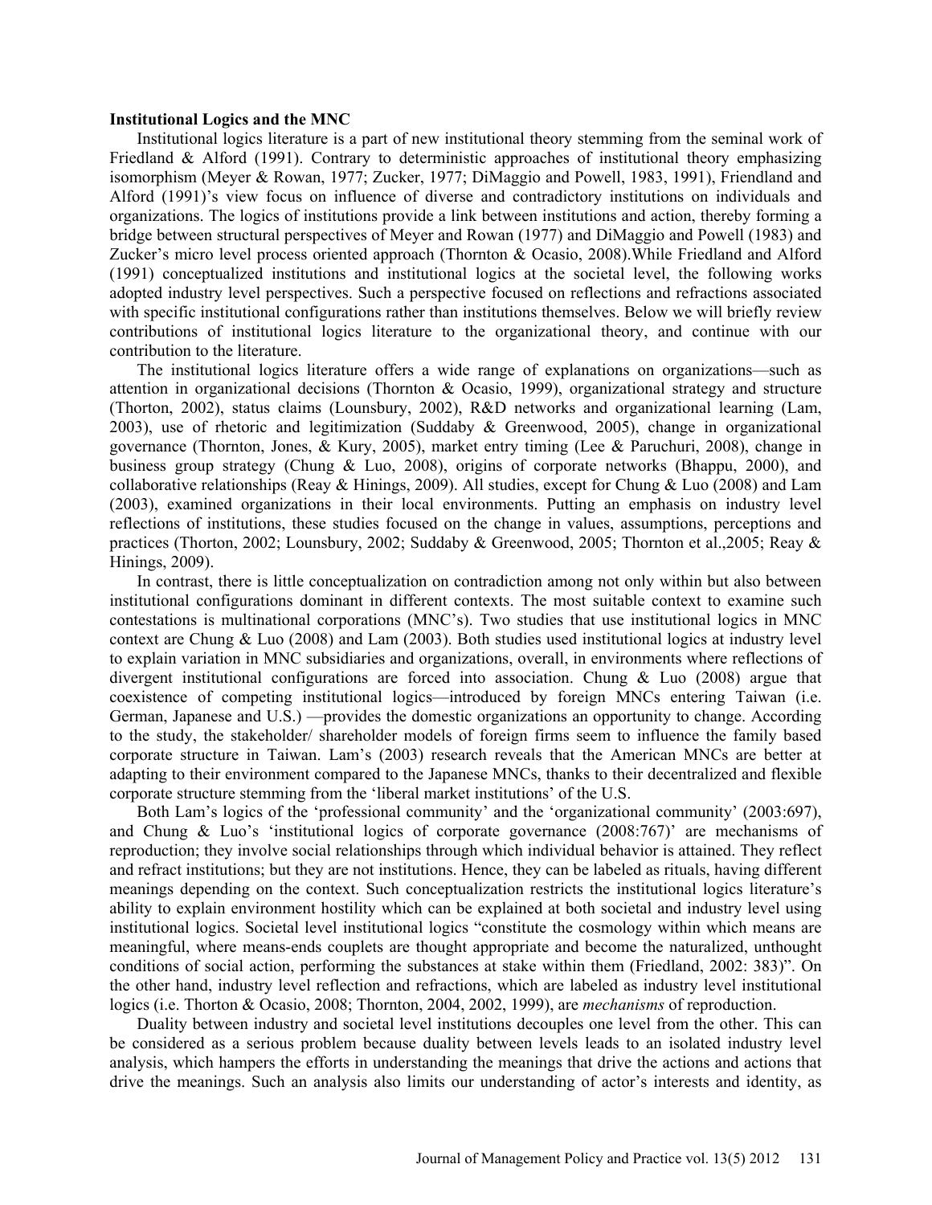**Institutional Logics and the MNC**

Institutional logics literature is a part of new institutional theory stemming from the seminal work of Friedland & Alford (1991). Contrary to deterministic approaches of institutional theory emphasizing isomorphism (Meyer & Rowan, 1977; Zucker, 1977; DiMaggio and Powell, 1983, 1991), Friendland and Alford (1991)'s view focus on influence of diverse and contradictory institutions on individuals and organizations. The logics of institutions provide a link between institutions and action, thereby forming a bridge between structural perspectives of Meyer and Rowan (1977) and DiMaggio and Powell (1983) and Zucker's micro level process oriented approach (Thornton & Ocasio, 2008).While Friedland and Alford (1991) conceptualized institutions and institutional logics at the societal level, the following works adopted industry level perspectives. Such a perspective focused on reflections and refractions associated with specific institutional configurations rather than institutions themselves. Below we will briefly review contributions of institutional logics literature to the organizational theory, and continue with our contribution to the literature.

The institutional logics literature offers a wide range of explanations on organizations—such as attention in organizational decisions (Thornton & Ocasio, 1999), organizational strategy and structure (Thorton, 2002), status claims (Lounsbury, 2002), R&D networks and organizational learning (Lam, 2003), use of rhetoric and legitimization (Suddaby & Greenwood, 2005), change in organizational governance (Thornton, Jones, & Kury, 2005), market entry timing (Lee & Paruchuri, 2008), change in business group strategy (Chung & Luo, 2008), origins of corporate networks (Bhappu, 2000), and collaborative relationships (Reay & Hinings, 2009). All studies, except for Chung & Luo (2008) and Lam (2003), examined organizations in their local environments. Putting an emphasis on industry level reflections of institutions, these studies focused on the change in values, assumptions, perceptions and practices (Thorton, 2002; Lounsbury, 2002; Suddaby & Greenwood, 2005; Thornton et al.,2005; Reay & Hinings, 2009).

In contrast, there is little conceptualization on contradiction among not only within but also between institutional configurations dominant in different contexts. The most suitable context to examine such contestations is multinational corporations (MNC's). Two studies that use institutional logics in MNC context are Chung & Luo (2008) and Lam (2003). Both studies used institutional logics at industry level to explain variation in MNC subsidiaries and organizations, overall, in environments where reflections of divergent institutional configurations are forced into association. Chung & Luo (2008) argue that coexistence of competing institutional logics—introduced by foreign MNCs entering Taiwan (i.e. German, Japanese and U.S.) —provides the domestic organizations an opportunity to change. According to the study, the stakeholder/ shareholder models of foreign firms seem to influence the family based corporate structure in Taiwan. Lam's (2003) research reveals that the American MNCs are better at adapting to their environment compared to the Japanese MNCs, thanks to their decentralized and flexible corporate structure stemming from the 'liberal market institutions' of the U.S.

Both Lam's logics of the 'professional community' and the 'organizational community' (2003:697), and Chung & Luo's 'institutional logics of corporate governance (2008:767)' are mechanisms of reproduction; they involve social relationships through which individual behavior is attained. They reflect and refract institutions; but they are not institutions. Hence, they can be labeled as rituals, having different meanings depending on the context. Such conceptualization restricts the institutional logics literature's ability to explain environment hostility which can be explained at both societal and industry level using institutional logics. Societal level institutional logics "constitute the cosmology within which means are meaningful, where means-ends couplets are thought appropriate and become the naturalized, unthought conditions of social action, performing the substances at stake within them (Friedland, 2002: 383)". On the other hand, industry level reflection and refractions, which are labeled as industry level institutional logics (i.e. Thorton & Ocasio, 2008; Thornton, 2004, 2002, 1999), are *mechanisms* of reproduction.

Duality between industry and societal level institutions decouples one level from the other. This can be considered as a serious problem because duality between levels leads to an isolated industry level analysis, which hampers the efforts in understanding the meanings that drive the actions and actions that drive the meanings. Such an analysis also limits our understanding of actor's interests and identity, as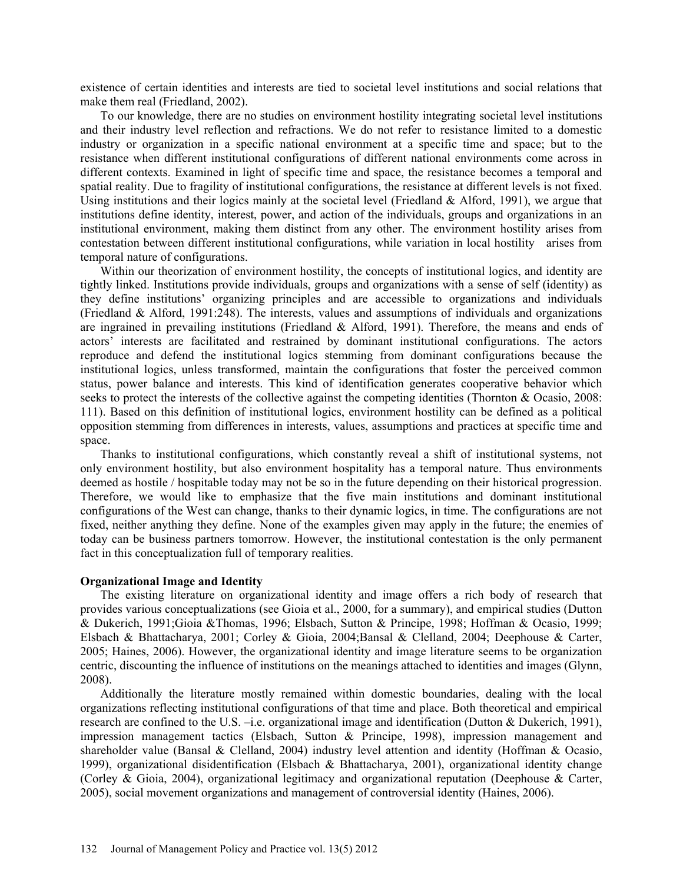existence of certain identities and interests are tied to societal level institutions and social relations that make them real (Friedland, 2002).

To our knowledge, there are no studies on environment hostility integrating societal level institutions and their industry level reflection and refractions. We do not refer to resistance limited to a domestic industry or organization in a specific national environment at a specific time and space; but to the resistance when different institutional configurations of different national environments come across in different contexts. Examined in light of specific time and space, the resistance becomes a temporal and spatial reality. Due to fragility of institutional configurations, the resistance at different levels is not fixed. Using institutions and their logics mainly at the societal level (Friedland & Alford, 1991), we argue that institutions define identity, interest, power, and action of the individuals, groups and organizations in an institutional environment, making them distinct from any other. The environment hostility arises from contestation between different institutional configurations, while variation in local hostility arises from temporal nature of configurations.

Within our theorization of environment hostility, the concepts of institutional logics, and identity are tightly linked. Institutions provide individuals, groups and organizations with a sense of self (identity) as they define institutions' organizing principles and are accessible to organizations and individuals (Friedland & Alford, 1991:248). The interests, values and assumptions of individuals and organizations are ingrained in prevailing institutions (Friedland & Alford, 1991). Therefore, the means and ends of actors' interests are facilitated and restrained by dominant institutional configurations. The actors reproduce and defend the institutional logics stemming from dominant configurations because the institutional logics, unless transformed, maintain the configurations that foster the perceived common status, power balance and interests. This kind of identification generates cooperative behavior which seeks to protect the interests of the collective against the competing identities (Thornton & Ocasio, 2008: 111). Based on this definition of institutional logics, environment hostility can be defined as a political opposition stemming from differences in interests, values, assumptions and practices at specific time and space.

Thanks to institutional configurations, which constantly reveal a shift of institutional systems, not only environment hostility, but also environment hospitality has a temporal nature. Thus environments deemed as hostile / hospitable today may not be so in the future depending on their historical progression. Therefore, we would like to emphasize that the five main institutions and dominant institutional configurations of the West can change, thanks to their dynamic logics, in time. The configurations are not fixed, neither anything they define. None of the examples given may apply in the future; the enemies of today can be business partners tomorrow. However, the institutional contestation is the only permanent fact in this conceptualization full of temporary realities.

### Organizational Image and Identity

The existing literature on organizational identity and image offers a rich body of research that provides various conceptualizations (see Gioia et al., 2000, for a summary), and empirical studies (Dutton & Dukerich, 1991;Gioia &Thomas, 1996; Elsbach, Sutton & Principe, 1998; Hoffman & Ocasio, 1999; Elsbach & Bhattacharya, 2001; Corley & Gioia, 2004;Bansal & Clelland, 2004; Deephouse & Carter, 2005; Haines, 2006). However, the organizational identity and image literature seems to be organization centric, discounting the influence of institutions on the meanings attached to identities and images (Glynn, 2008).

Additionally the literature mostly remained within domestic boundaries, dealing with the local organizations reflecting institutional configurations of that time and place. Both theoretical and empirical research are confined to the U.S. –i.e. organizational image and identification (Dutton & Dukerich, 1991), impression management tactics (Elsbach, Sutton & Principe, 1998), impression management and shareholder value (Bansal & Clelland, 2004) industry level attention and identity (Hoffman & Ocasio, 1999), organizational disidentification (Elsbach & Bhattacharya, 2001), organizational identity change (Corley & Gioia, 2004), organizational legitimacy and organizational reputation (Deephouse & Carter, 2005), social movement organizations and management of controversial identity (Haines, 2006).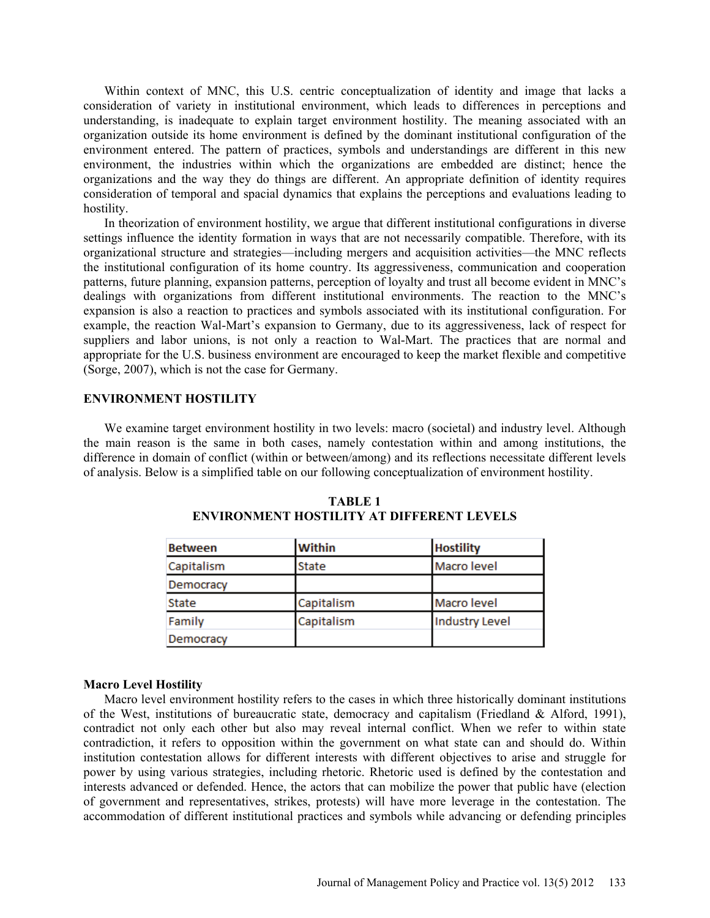Within context of MNC, this U.S. centric conceptualization of identity and image that lacks a consideration of variety in institutional environment, which leads to differences in perceptions and understanding, is inadequate to explain target environment hostility. The meaning associated with an organization outside its home environment is defined by the dominant institutional configuration of the environment entered. The pattern of practices, symbols and understandings are different in this new environment, the industries within which the organizations are embedded are distinct; hence the organizations and the way they do things are different. An appropriate definition of identity requires consideration of temporal and spacial dynamics that explains the perceptions and evaluations leading to hostility.

In theorization of environment hostility, we argue that different institutional configurations in diverse settings influence the identity formation in ways that are not necessarily compatible. Therefore, with its organizational structure and strategies—including mergers and acquisition activities—the MNC reflects the institutional configuration of its home country. Its aggressiveness, communication and cooperation patterns, future planning, expansion patterns, perception of loyalty and trust all become evident in MNC's dealings with organizations from different institutional environments. The reaction to the MNC's expansion is also a reaction to practices and symbols associated with its institutional configuration. For example, the reaction Wal-Mart's expansion to Germany, due to its aggressiveness, lack of respect for suppliers and labor unions, is not only a reaction to Wal-Mart. The practices that are normal and appropriate for the U.S. business environment are encouraged to keep the market flexible and competitive (Sorge, 2007), which is not the case for Germany.

## ENVIRONMENT HOSTILITY

We examine target environment hostility in two levels: macro (societal) and industry level. Although the main reason is the same in both cases, namely contestation within and among institutions, the difference in domain of conflict (within or between/among) and its reflections necessitate different levels of analysis. Below is a simplified table on our following conceptualization of environment hostility.

**TABLE 1**
**ENVIRONMENT HOSTILITY AT DIFFERENT LEVELS**

| Between | Within | Hostility |
|---|---|---|
| Capitalism | State | Macro level |
| Democracy | | |
| State | Capitalism | Macro level |
| Family | Capitalism | Industry Level |
| Democracy | | |

### Macro Level Hostility

Macro level environment hostility refers to the cases in which three historically dominant institutions of the West, institutions of bureaucratic state, democracy and capitalism (Friedland & Alford, 1991), contradict not only each other but also may reveal internal conflict. When we refer to within state contradiction, it refers to opposition within the government on what state can and should do. Within institution contestation allows for different interests with different objectives to arise and struggle for power by using various strategies, including rhetoric. Rhetoric used is defined by the contestation and interests advanced or defended. Hence, the actors that can mobilize the power that public have (election of government and representatives, strikes, protests) will have more leverage in the contestation. The accommodation of different institutional practices and symbols while advancing or defending principles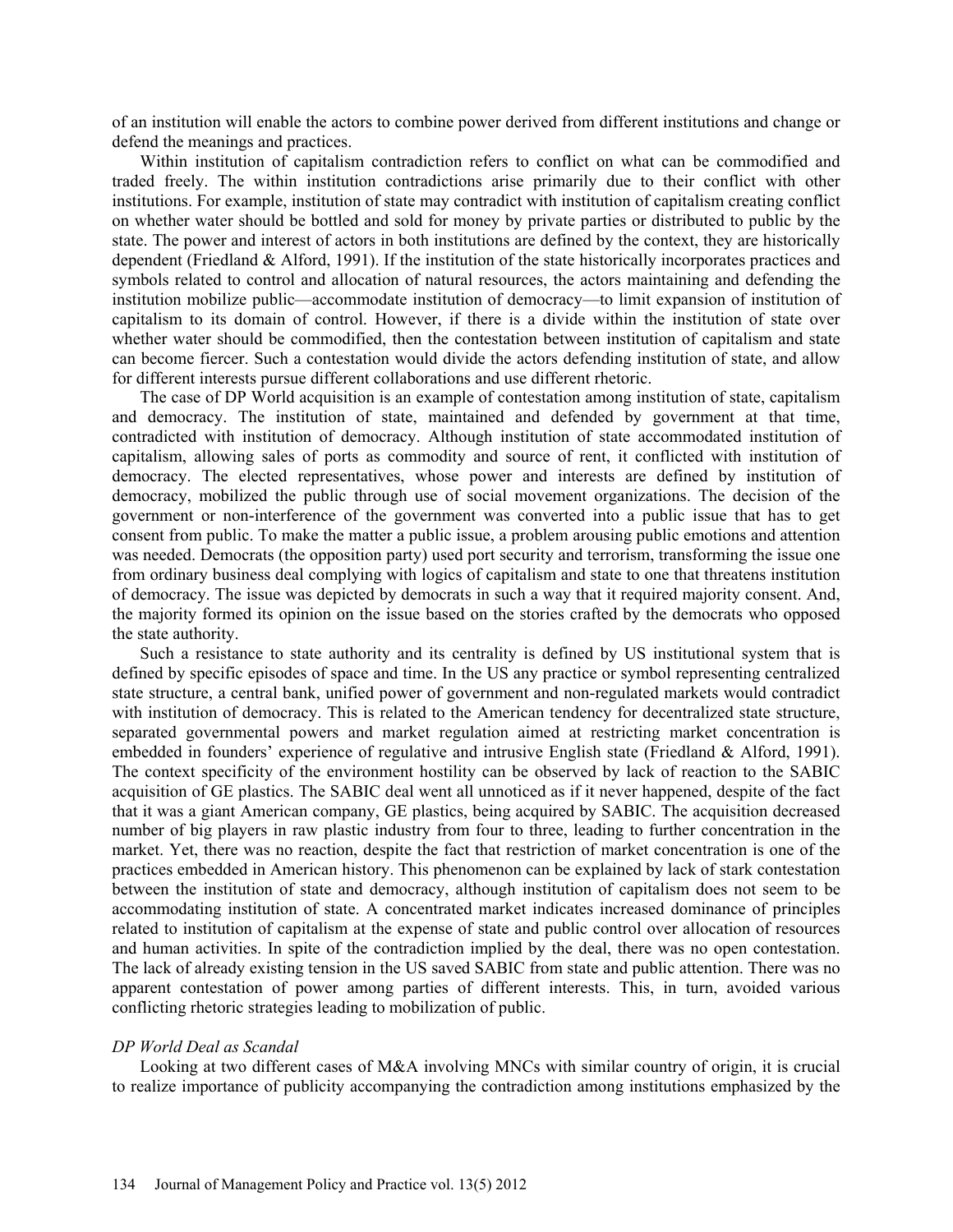of an institution will enable the actors to combine power derived from different institutions and change or defend the meanings and practices.

Within institution of capitalism contradiction refers to conflict on what can be commodified and traded freely. The within institution contradictions arise primarily due to their conflict with other institutions. For example, institution of state may contradict with institution of capitalism creating conflict on whether water should be bottled and sold for money by private parties or distributed to public by the state. The power and interest of actors in both institutions are defined by the context, they are historically dependent (Friedland & Alford, 1991). If the institution of the state historically incorporates practices and symbols related to control and allocation of natural resources, the actors maintaining and defending the institution mobilize public—accommodate institution of democracy—to limit expansion of institution of capitalism to its domain of control. However, if there is a divide within the institution of state over whether water should be commodified, then the contestation between institution of capitalism and state can become fiercer. Such a contestation would divide the actors defending institution of state, and allow for different interests pursue different collaborations and use different rhetoric.

The case of DP World acquisition is an example of contestation among institution of state, capitalism and democracy. The institution of state, maintained and defended by government at that time, contradicted with institution of democracy. Although institution of state accommodated institution of capitalism, allowing sales of ports as commodity and source of rent, it conflicted with institution of democracy. The elected representatives, whose power and interests are defined by institution of democracy, mobilized the public through use of social movement organizations. The decision of the government or non-interference of the government was converted into a public issue that has to get consent from public. To make the matter a public issue, a problem arousing public emotions and attention was needed. Democrats (the opposition party) used port security and terrorism, transforming the issue one from ordinary business deal complying with logics of capitalism and state to one that threatens institution of democracy. The issue was depicted by democrats in such a way that it required majority consent. And, the majority formed its opinion on the issue based on the stories crafted by the democrats who opposed the state authority.

Such a resistance to state authority and its centrality is defined by US institutional system that is defined by specific episodes of space and time. In the US any practice or symbol representing centralized state structure, a central bank, unified power of government and non-regulated markets would contradict with institution of democracy. This is related to the American tendency for decentralized state structure, separated governmental powers and market regulation aimed at restricting market concentration is embedded in founders' experience of regulative and intrusive English state (Friedland & Alford, 1991). The context specificity of the environment hostility can be observed by lack of reaction to the SABIC acquisition of GE plastics. The SABIC deal went all unnoticed as if it never happened, despite of the fact that it was a giant American company, GE plastics, being acquired by SABIC. The acquisition decreased number of big players in raw plastic industry from four to three, leading to further concentration in the market. Yet, there was no reaction, despite the fact that restriction of market concentration is one of the practices embedded in American history. This phenomenon can be explained by lack of stark contestation between the institution of state and democracy, although institution of capitalism does not seem to be accommodating institution of state. A concentrated market indicates increased dominance of principles related to institution of capitalism at the expense of state and public control over allocation of resources and human activities. In spite of the contradiction implied by the deal, there was no open contestation. The lack of already existing tension in the US saved SABIC from state and public attention. There was no apparent contestation of power among parties of different interests. This, in turn, avoided various conflicting rhetoric strategies leading to mobilization of public.

*DP World Deal as Scandal*

Looking at two different cases of M&A involving MNCs with similar country of origin, it is crucial to realize importance of publicity accompanying the contradiction among institutions emphasized by the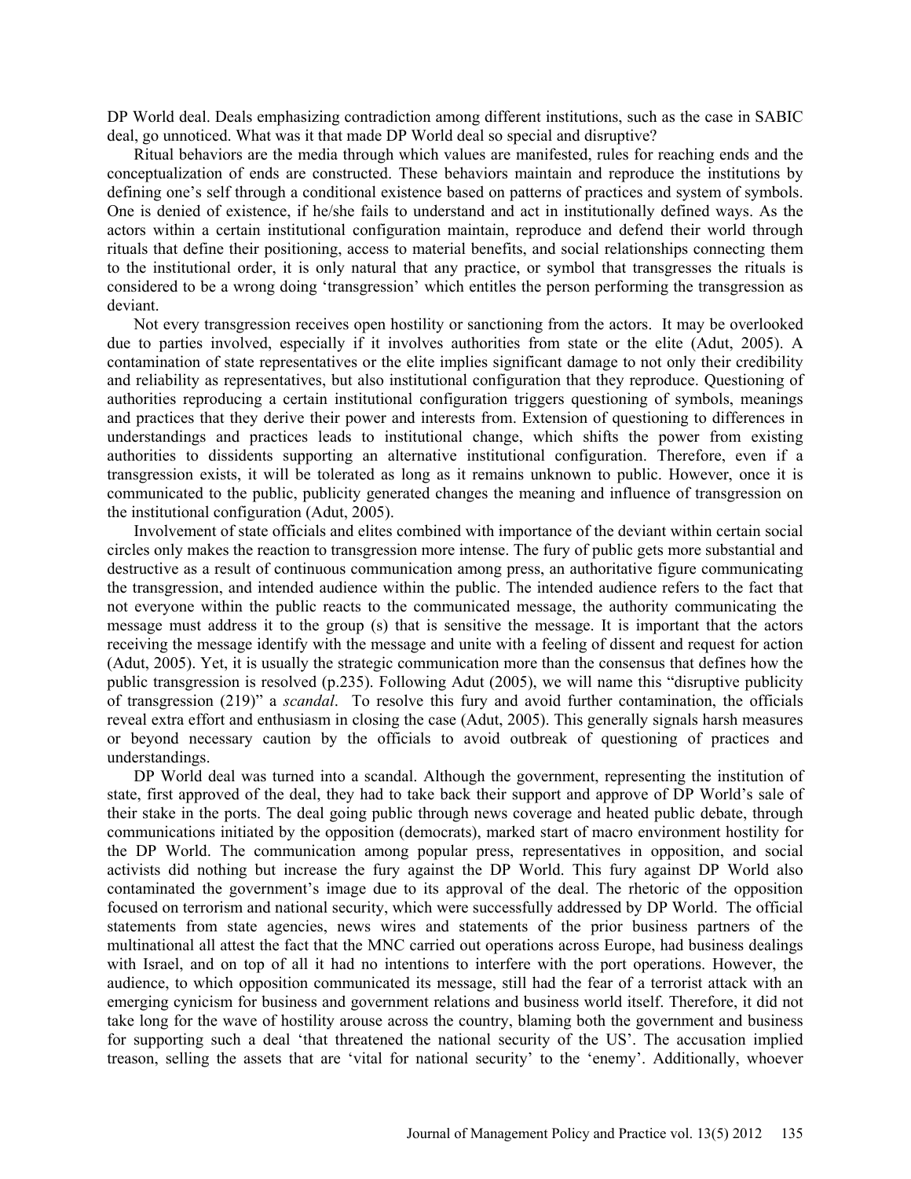DP World deal. Deals emphasizing contradiction among different institutions, such as the case in SABIC deal, go unnoticed. What was it that made DP World deal so special and disruptive?

Ritual behaviors are the media through which values are manifested, rules for reaching ends and the conceptualization of ends are constructed. These behaviors maintain and reproduce the institutions by defining one's self through a conditional existence based on patterns of practices and system of symbols. One is denied of existence, if he/she fails to understand and act in institutionally defined ways. As the actors within a certain institutional configuration maintain, reproduce and defend their world through rituals that define their positioning, access to material benefits, and social relationships connecting them to the institutional order, it is only natural that any practice, or symbol that transgresses the rituals is considered to be a wrong doing 'transgression' which entitles the person performing the transgression as deviant.

Not every transgression receives open hostility or sanctioning from the actors. It may be overlooked due to parties involved, especially if it involves authorities from state or the elite (Adut, 2005). A contamination of state representatives or the elite implies significant damage to not only their credibility and reliability as representatives, but also institutional configuration that they reproduce. Questioning of authorities reproducing a certain institutional configuration triggers questioning of symbols, meanings and practices that they derive their power and interests from. Extension of questioning to differences in understandings and practices leads to institutional change, which shifts the power from existing authorities to dissidents supporting an alternative institutional configuration. Therefore, even if a transgression exists, it will be tolerated as long as it remains unknown to public. However, once it is communicated to the public, publicity generated changes the meaning and influence of transgression on the institutional configuration (Adut, 2005).

Involvement of state officials and elites combined with importance of the deviant within certain social circles only makes the reaction to transgression more intense. The fury of public gets more substantial and destructive as a result of continuous communication among press, an authoritative figure communicating the transgression, and intended audience within the public. The intended audience refers to the fact that not everyone within the public reacts to the communicated message, the authority communicating the message must address it to the group (s) that is sensitive the message. It is important that the actors receiving the message identify with the message and unite with a feeling of dissent and request for action (Adut, 2005). Yet, it is usually the strategic communication more than the consensus that defines how the public transgression is resolved (p.235). Following Adut (2005), we will name this "disruptive publicity of transgression (219)" a *scandal*. To resolve this fury and avoid further contamination, the officials reveal extra effort and enthusiasm in closing the case (Adut, 2005). This generally signals harsh measures or beyond necessary caution by the officials to avoid outbreak of questioning of practices and understandings.

DP World deal was turned into a scandal. Although the government, representing the institution of state, first approved of the deal, they had to take back their support and approve of DP World's sale of their stake in the ports. The deal going public through news coverage and heated public debate, through communications initiated by the opposition (democrats), marked start of macro environment hostility for the DP World. The communication among popular press, representatives in opposition, and social activists did nothing but increase the fury against the DP World. This fury against DP World also contaminated the government's image due to its approval of the deal. The rhetoric of the opposition focused on terrorism and national security, which were successfully addressed by DP World. The official statements from state agencies, news wires and statements of the prior business partners of the multinational all attest the fact that the MNC carried out operations across Europe, had business dealings with Israel, and on top of all it had no intentions to interfere with the port operations. However, the audience, to which opposition communicated its message, still had the fear of a terrorist attack with an emerging cynicism for business and government relations and business world itself. Therefore, it did not take long for the wave of hostility arouse across the country, blaming both the government and business for supporting such a deal 'that threatened the national security of the US'. The accusation implied treason, selling the assets that are 'vital for national security' to the 'enemy'. Additionally, whoever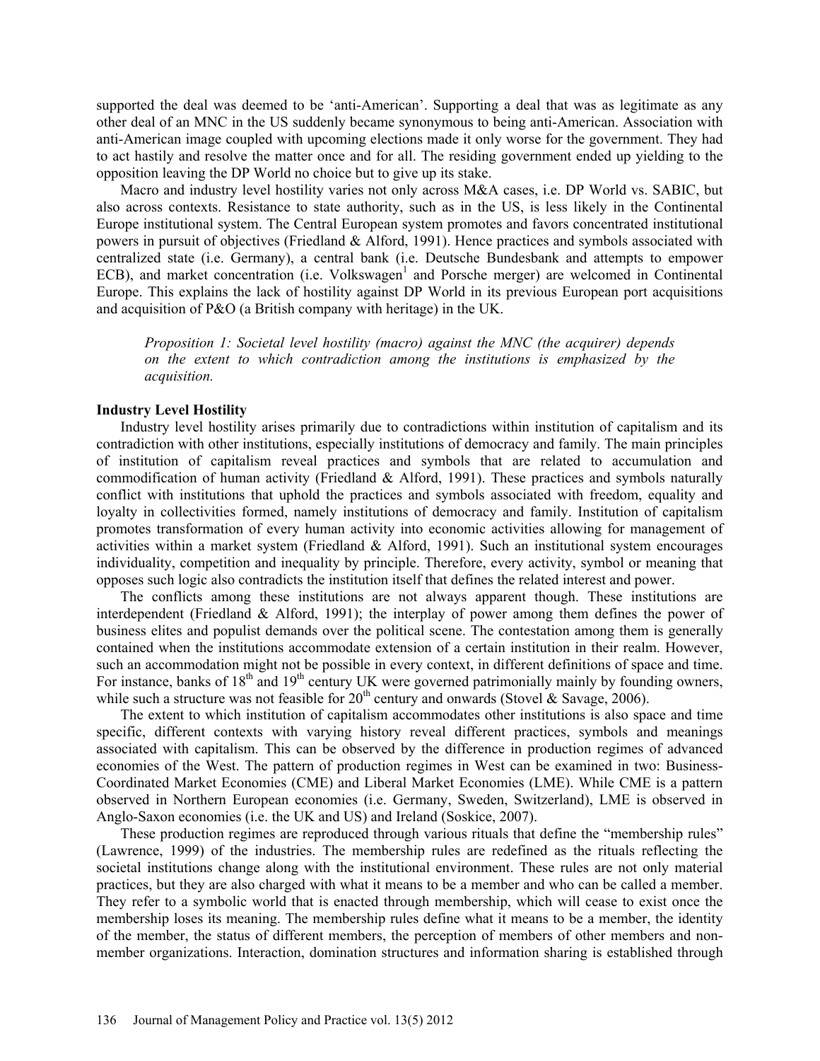supported the deal was deemed to be 'anti-American'. Supporting a deal that was as legitimate as any other deal of an MNC in the US suddenly became synonymous to being anti-American. Association with anti-American image coupled with upcoming elections made it only worse for the government. They had to act hastily and resolve the matter once and for all. The residing government ended up yielding to the opposition leaving the DP World no choice but to give up its stake.

Macro and industry level hostility varies not only across M&A cases, i.e. DP World vs. SABIC, but also across contexts. Resistance to state authority, such as in the US, is less likely in the Continental Europe institutional system. The Central European system promotes and favors concentrated institutional powers in pursuit of objectives (Friedland & Alford, 1991). Hence practices and symbols associated with centralized state (i.e. Germany), a central bank (i.e. Deutsche Bundesbank and attempts to empower ECB), and market concentration (i.e. Volkswagen[1] and Porsche merger) are welcomed in Continental Europe. This explains the lack of hostility against DP World in its previous European port acquisitions and acquisition of P&O (a British company with heritage) in the UK.

> *Proposition 1: Societal level hostility (macro) against the MNC (the acquirer) depends on the extent to which contradiction among the institutions is emphasized by the acquisition.*

**Industry Level Hostility**

Industry level hostility arises primarily due to contradictions within institution of capitalism and its contradiction with other institutions, especially institutions of democracy and family. The main principles of institution of capitalism reveal practices and symbols that are related to accumulation and commodification of human activity (Friedland & Alford, 1991). These practices and symbols naturally conflict with institutions that uphold the practices and symbols associated with freedom, equality and loyalty in collectivities formed, namely institutions of democracy and family. Institution of capitalism promotes transformation of every human activity into economic activities allowing for management of activities within a market system (Friedland & Alford, 1991). Such an institutional system encourages individuality, competition and inequality by principle. Therefore, every activity, symbol or meaning that opposes such logic also contradicts the institution itself that defines the related interest and power.

The conflicts among these institutions are not always apparent though. These institutions are interdependent (Friedland & Alford, 1991); the interplay of power among them defines the power of business elites and populist demands over the political scene. The contestation among them is generally contained when the institutions accommodate extension of a certain institution in their realm. However, such an accommodation might not be possible in every context, in different definitions of space and time. For instance, banks of 18th and 19th century UK were governed patrimonially mainly by founding owners, while such a structure was not feasible for 20th century and onwards (Stovel & Savage, 2006).

The extent to which institution of capitalism accommodates other institutions is also space and time specific, different contexts with varying history reveal different practices, symbols and meanings associated with capitalism. This can be observed by the difference in production regimes of advanced economies of the West. The pattern of production regimes in West can be examined in two: Business-Coordinated Market Economies (CME) and Liberal Market Economies (LME). While CME is a pattern observed in Northern European economies (i.e. Germany, Sweden, Switzerland), LME is observed in Anglo-Saxon economies (i.e. the UK and US) and Ireland (Soskice, 2007).

These production regimes are reproduced through various rituals that define the "membership rules" (Lawrence, 1999) of the industries. The membership rules are redefined as the rituals reflecting the societal institutions change along with the institutional environment. These rules are not only material practices, but they are also charged with what it means to be a member and who can be called a member. They refer to a symbolic world that is enacted through membership, which will cease to exist once the membership loses its meaning. The membership rules define what it means to be a member, the identity of the member, the status of different members, the perception of members of other members and non-member organizations. Interaction, domination structures and information sharing is established through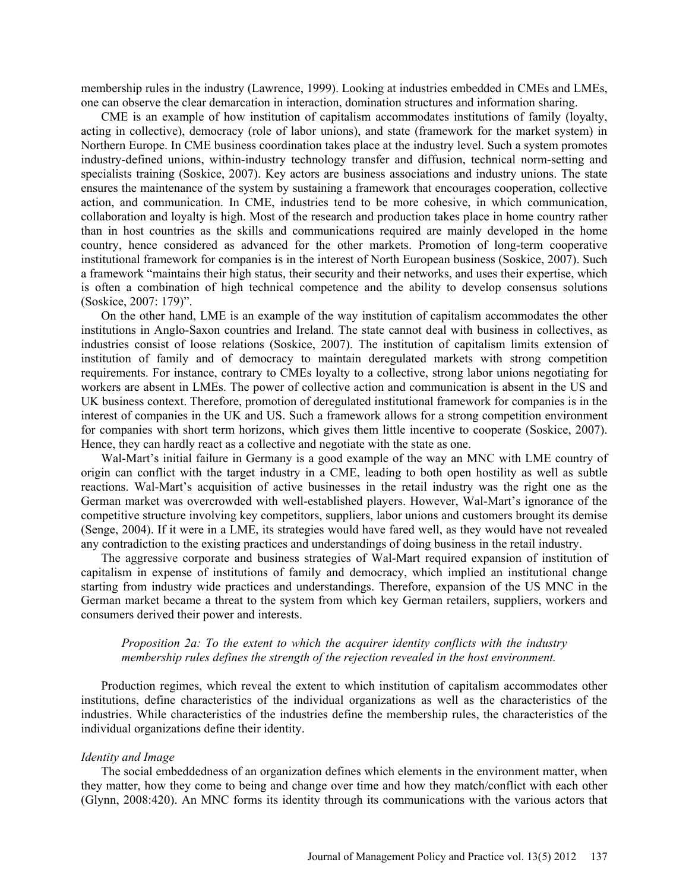membership rules in the industry (Lawrence, 1999). Looking at industries embedded in CMEs and LMEs, one can observe the clear demarcation in interaction, domination structures and information sharing.

CME is an example of how institution of capitalism accommodates institutions of family (loyalty, acting in collective), democracy (role of labor unions), and state (framework for the market system) in Northern Europe. In CME business coordination takes place at the industry level. Such a system promotes industry-defined unions, within-industry technology transfer and diffusion, technical norm-setting and specialists training (Soskice, 2007). Key actors are business associations and industry unions. The state ensures the maintenance of the system by sustaining a framework that encourages cooperation, collective action, and communication. In CME, industries tend to be more cohesive, in which communication, collaboration and loyalty is high. Most of the research and production takes place in home country rather than in host countries as the skills and communications required are mainly developed in the home country, hence considered as advanced for the other markets. Promotion of long-term cooperative institutional framework for companies is in the interest of North European business (Soskice, 2007). Such a framework "maintains their high status, their security and their networks, and uses their expertise, which is often a combination of high technical competence and the ability to develop consensus solutions (Soskice, 2007: 179)".

On the other hand, LME is an example of the way institution of capitalism accommodates the other institutions in Anglo-Saxon countries and Ireland. The state cannot deal with business in collectives, as industries consist of loose relations (Soskice, 2007). The institution of capitalism limits extension of institution of family and of democracy to maintain deregulated markets with strong competition requirements. For instance, contrary to CMEs loyalty to a collective, strong labor unions negotiating for workers are absent in LMEs. The power of collective action and communication is absent in the US and UK business context. Therefore, promotion of deregulated institutional framework for companies is in the interest of companies in the UK and US. Such a framework allows for a strong competition environment for companies with short term horizons, which gives them little incentive to cooperate (Soskice, 2007). Hence, they can hardly react as a collective and negotiate with the state as one.

Wal-Mart's initial failure in Germany is a good example of the way an MNC with LME country of origin can conflict with the target industry in a CME, leading to both open hostility as well as subtle reactions. Wal-Mart's acquisition of active businesses in the retail industry was the right one as the German market was overcrowded with well-established players. However, Wal-Mart's ignorance of the competitive structure involving key competitors, suppliers, labor unions and customers brought its demise (Senge, 2004). If it were in a LME, its strategies would have fared well, as they would have not revealed any contradiction to the existing practices and understandings of doing business in the retail industry.

The aggressive corporate and business strategies of Wal-Mart required expansion of institution of capitalism in expense of institutions of family and democracy, which implied an institutional change starting from industry wide practices and understandings. Therefore, expansion of the US MNC in the German market became a threat to the system from which key German retailers, suppliers, workers and consumers derived their power and interests.

> *Proposition 2a: To the extent to which the acquirer identity conflicts with the industry membership rules defines the strength of the rejection revealed in the host environment.*

Production regimes, which reveal the extent to which institution of capitalism accommodates other institutions, define characteristics of the individual organizations as well as the characteristics of the industries. While characteristics of the industries define the membership rules, the characteristics of the individual organizations define their identity.

### *Identity and Image*

The social embeddedness of an organization defines which elements in the environment matter, when they matter, how they come to being and change over time and how they match/conflict with each other (Glynn, 2008:420). An MNC forms its identity through its communications with the various actors that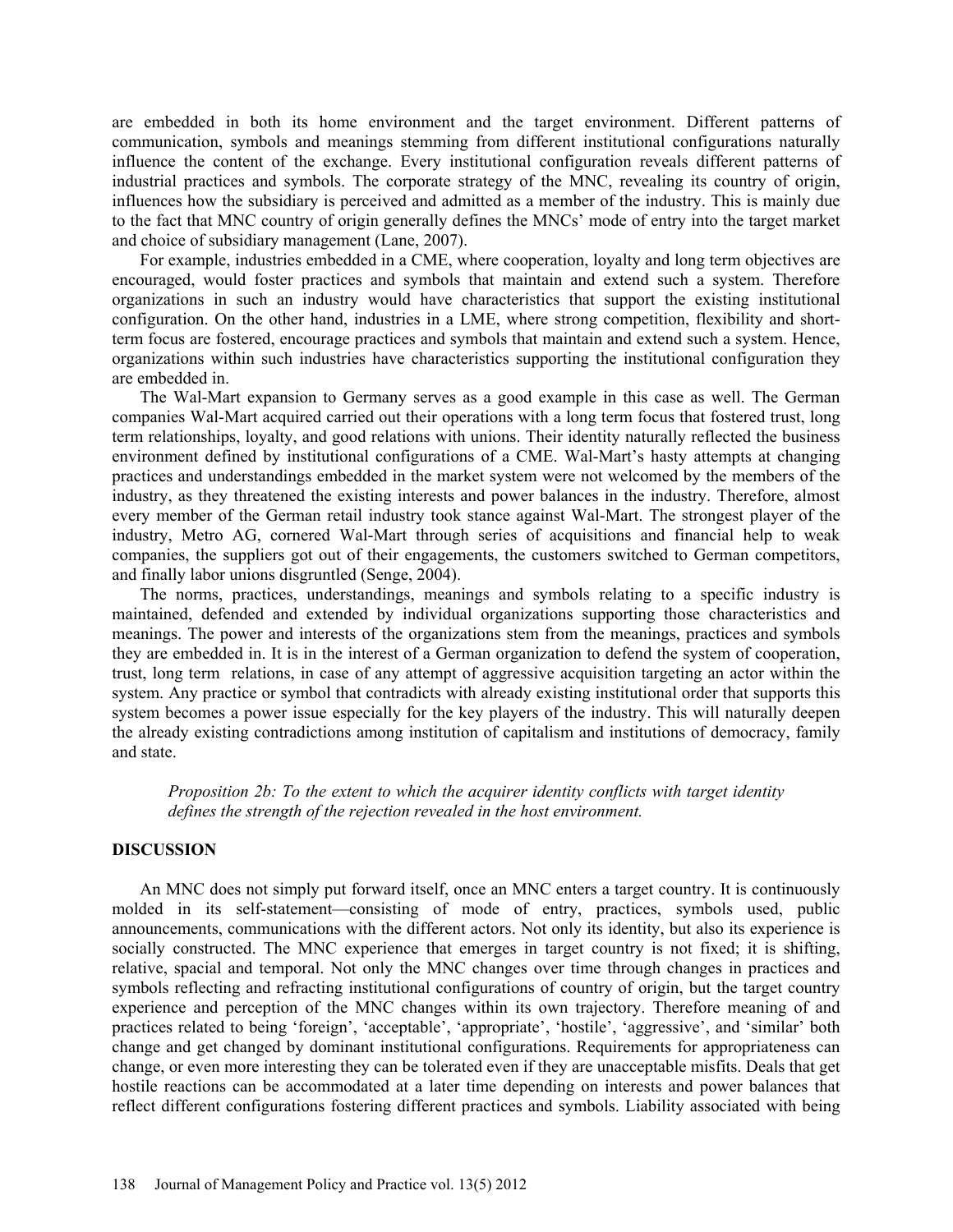are embedded in both its home environment and the target environment. Different patterns of communication, symbols and meanings stemming from different institutional configurations naturally influence the content of the exchange. Every institutional configuration reveals different patterns of industrial practices and symbols. The corporate strategy of the MNC, revealing its country of origin, influences how the subsidiary is perceived and admitted as a member of the industry. This is mainly due to the fact that MNC country of origin generally defines the MNCs' mode of entry into the target market and choice of subsidiary management (Lane, 2007).

For example, industries embedded in a CME, where cooperation, loyalty and long term objectives are encouraged, would foster practices and symbols that maintain and extend such a system. Therefore organizations in such an industry would have characteristics that support the existing institutional configuration. On the other hand, industries in a LME, where strong competition, flexibility and short-term focus are fostered, encourage practices and symbols that maintain and extend such a system. Hence, organizations within such industries have characteristics supporting the institutional configuration they are embedded in.

The Wal-Mart expansion to Germany serves as a good example in this case as well. The German companies Wal-Mart acquired carried out their operations with a long term focus that fostered trust, long term relationships, loyalty, and good relations with unions. Their identity naturally reflected the business environment defined by institutional configurations of a CME. Wal-Mart's hasty attempts at changing practices and understandings embedded in the market system were not welcomed by the members of the industry, as they threatened the existing interests and power balances in the industry. Therefore, almost every member of the German retail industry took stance against Wal-Mart. The strongest player of the industry, Metro AG, cornered Wal-Mart through series of acquisitions and financial help to weak companies, the suppliers got out of their engagements, the customers switched to German competitors, and finally labor unions disgruntled (Senge, 2004).

The norms, practices, understandings, meanings and symbols relating to a specific industry is maintained, defended and extended by individual organizations supporting those characteristics and meanings. The power and interests of the organizations stem from the meanings, practices and symbols they are embedded in. It is in the interest of a German organization to defend the system of cooperation, trust, long term relations, in case of any attempt of aggressive acquisition targeting an actor within the system. Any practice or symbol that contradicts with already existing institutional order that supports this system becomes a power issue especially for the key players of the industry. This will naturally deepen the already existing contradictions among institution of capitalism and institutions of democracy, family and state.

*Proposition 2b: To the extent to which the acquirer identity conflicts with target identity defines the strength of the rejection revealed in the host environment.*

## DISCUSSION

An MNC does not simply put forward itself, once an MNC enters a target country. It is continuously molded in its self-statement—consisting of mode of entry, practices, symbols used, public announcements, communications with the different actors. Not only its identity, but also its experience is socially constructed. The MNC experience that emerges in target country is not fixed; it is shifting, relative, spacial and temporal. Not only the MNC changes over time through changes in practices and symbols reflecting and refracting institutional configurations of country of origin, but the target country experience and perception of the MNC changes within its own trajectory. Therefore meaning of and practices related to being 'foreign', 'acceptable', 'appropriate', 'hostile', 'aggressive', and 'similar' both change and get changed by dominant institutional configurations. Requirements for appropriateness can change, or even more interesting they can be tolerated even if they are unacceptable misfits. Deals that get hostile reactions can be accommodated at a later time depending on interests and power balances that reflect different configurations fostering different practices and symbols. Liability associated with being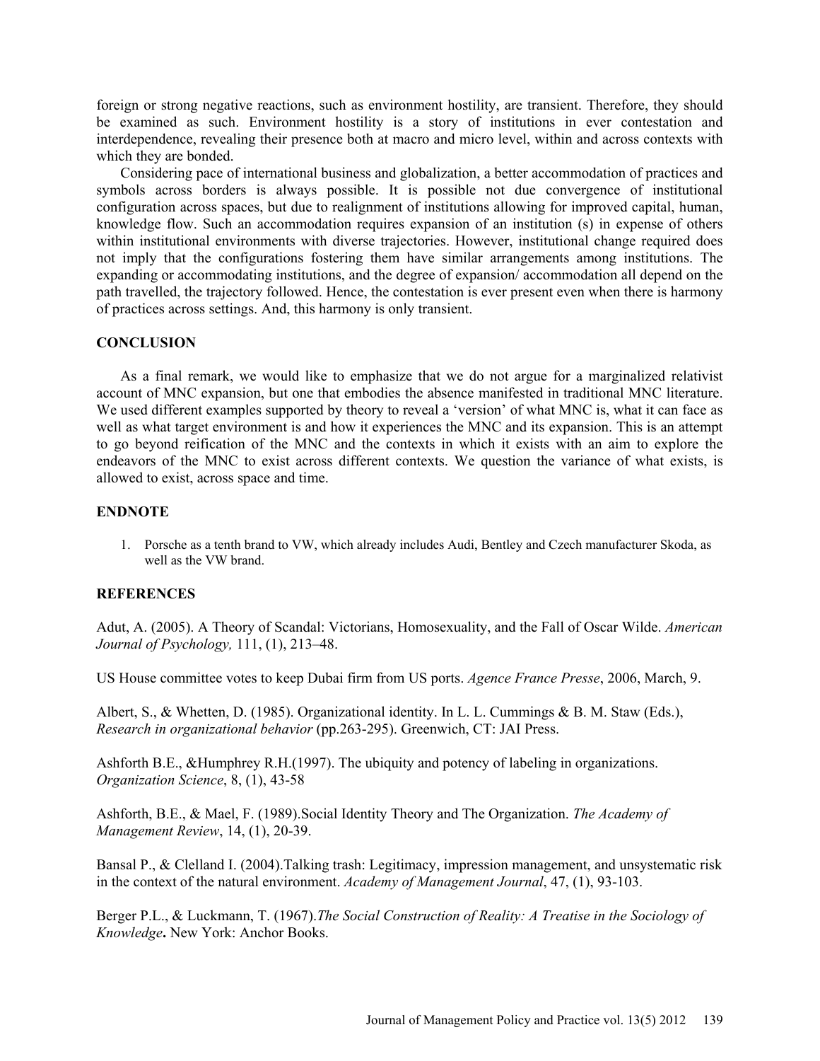foreign or strong negative reactions, such as environment hostility, are transient. Therefore, they should be examined as such. Environment hostility is a story of institutions in ever contestation and interdependence, revealing their presence both at macro and micro level, within and across contexts with which they are bonded.

Considering pace of international business and globalization, a better accommodation of practices and symbols across borders is always possible. It is possible not due convergence of institutional configuration across spaces, but due to realignment of institutions allowing for improved capital, human, knowledge flow. Such an accommodation requires expansion of an institution (s) in expense of others within institutional environments with diverse trajectories. However, institutional change required does not imply that the configurations fostering them have similar arrangements among institutions. The expanding or accommodating institutions, and the degree of expansion/ accommodation all depend on the path travelled, the trajectory followed. Hence, the contestation is ever present even when there is harmony of practices across settings. And, this harmony is only transient.

## CONCLUSION

As a final remark, we would like to emphasize that we do not argue for a marginalized relativist account of MNC expansion, but one that embodies the absence manifested in traditional MNC literature. We used different examples supported by theory to reveal a 'version' of what MNC is, what it can face as well as what target environment is and how it experiences the MNC and its expansion. This is an attempt to go beyond reification of the MNC and the contexts in which it exists with an aim to explore the endeavors of the MNC to exist across different contexts. We question the variance of what exists, is allowed to exist, across space and time.

## ENDNOTE

1. Porsche as a tenth brand to VW, which already includes Audi, Bentley and Czech manufacturer Skoda, as well as the VW brand.

## REFERENCES

Adut, A. (2005). A Theory of Scandal: Victorians, Homosexuality, and the Fall of Oscar Wilde. *American Journal of Psychology,* 111, (1), 213–48.

US House committee votes to keep Dubai firm from US ports. *Agence France Presse*, 2006, March, 9.

Albert, S., & Whetten, D. (1985). Organizational identity. In L. L. Cummings & B. M. Staw (Eds.), *Research in organizational behavior* (pp.263-295). Greenwich, CT: JAI Press.

Ashforth B.E., &Humphrey R.H.(1997). The ubiquity and potency of labeling in organizations. *Organization Science*, 8, (1), 43-58

Ashforth, B.E., & Mael, F. (1989).Social Identity Theory and The Organization. *The Academy of Management Review*, 14, (1), 20-39.

Bansal P., & Clelland I. (2004).Talking trash: Legitimacy, impression management, and unsystematic risk in the context of the natural environment. *Academy of Management Journal*, 47, (1), 93-103.

Berger P.L., & Luckmann, T. (1967).*The Social Construction of Reality: A Treatise in the Sociology of Knowledge***.** New York: Anchor Books.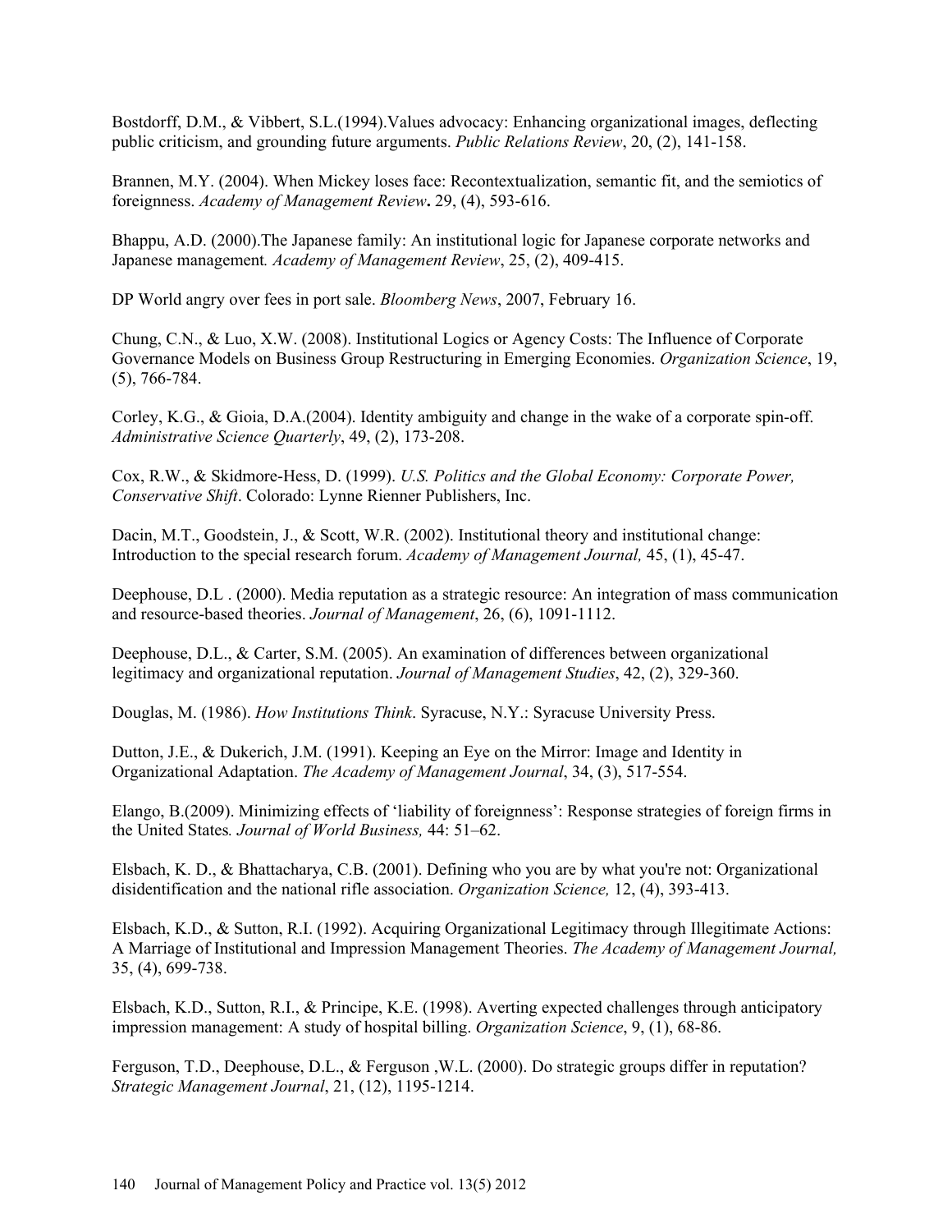Bostdorff, D.M., & Vibbert, S.L.(1994).Values advocacy: Enhancing organizational images, deflecting public criticism, and grounding future arguments. *Public Relations Review*, 20, (2), 141-158.

Brannen, M.Y. (2004). When Mickey loses face: Recontextualization, semantic fit, and the semiotics of foreignness. *Academy of Management Review***.** 29, (4), 593-616.

Bhappu, A.D. (2000).The Japanese family: An institutional logic for Japanese corporate networks and Japanese management*. Academy of Management Review*, 25, (2), 409-415.

DP World angry over fees in port sale. *Bloomberg News*, 2007, February 16.

Chung, C.N., & Luo, X.W. (2008). Institutional Logics or Agency Costs: The Influence of Corporate Governance Models on Business Group Restructuring in Emerging Economies. *Organization Science*, 19, (5), 766-784.

Corley, K.G., & Gioia, D.A.(2004). Identity ambiguity and change in the wake of a corporate spin-off. *Administrative Science Quarterly*, 49, (2), 173-208.

Cox, R.W., & Skidmore-Hess, D. (1999). *U.S. Politics and the Global Economy: Corporate Power, Conservative Shift*. Colorado: Lynne Rienner Publishers, Inc.

Dacin, M.T., Goodstein, J., & Scott, W.R. (2002). Institutional theory and institutional change: Introduction to the special research forum. *Academy of Management Journal,* 45, (1), 45-47.

Deephouse, D.L . (2000). Media reputation as a strategic resource: An integration of mass communication and resource-based theories. *Journal of Management*, 26, (6), 1091-1112.

Deephouse, D.L., & Carter, S.M. (2005). An examination of differences between organizational legitimacy and organizational reputation. *Journal of Management Studies*, 42, (2), 329-360.

Douglas, M. (1986). *How Institutions Think*. Syracuse, N.Y.: Syracuse University Press.

Dutton, J.E., & Dukerich, J.M. (1991). Keeping an Eye on the Mirror: Image and Identity in Organizational Adaptation. *The Academy of Management Journal*, 34, (3), 517-554.

Elango, B.(2009). Minimizing effects of 'liability of foreignness': Response strategies of foreign firms in the United States*. Journal of World Business,* 44: 51–62.

Elsbach, K. D., & Bhattacharya, C.B. (2001). Defining who you are by what you're not: Organizational disidentification and the national rifle association. *Organization Science,* 12, (4), 393-413.

Elsbach, K.D., & Sutton, R.I. (1992). Acquiring Organizational Legitimacy through Illegitimate Actions: A Marriage of Institutional and Impression Management Theories. *The Academy of Management Journal,* 35, (4), 699-738.

Elsbach, K.D., Sutton, R.I., & Principe, K.E. (1998). Averting expected challenges through anticipatory impression management: A study of hospital billing. *Organization Science*, 9, (1), 68-86.

Ferguson, T.D., Deephouse, D.L., & Ferguson ,W.L. (2000). Do strategic groups differ in reputation? *Strategic Management Journal*, 21, (12), 1195-1214.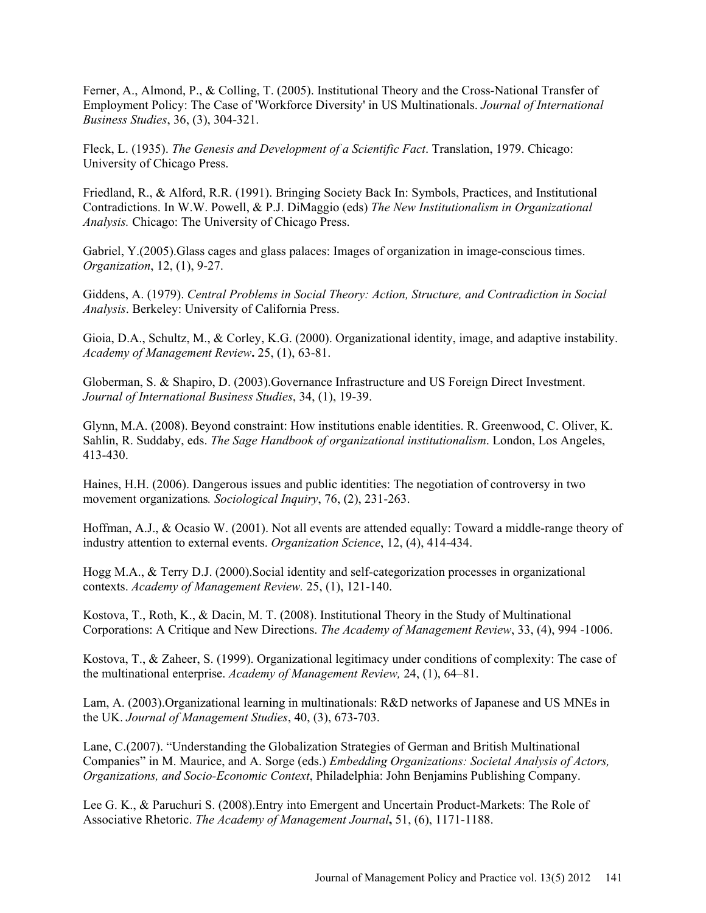Ferner, A., Almond, P., & Colling, T. (2005). Institutional Theory and the Cross-National Transfer of Employment Policy: The Case of 'Workforce Diversity' in US Multinationals. *Journal of International Business Studies*, 36, (3), 304-321.

Fleck, L. (1935). *The Genesis and Development of a Scientific Fact*. Translation, 1979. Chicago: University of Chicago Press.

Friedland, R., & Alford, R.R. (1991). Bringing Society Back In: Symbols, Practices, and Institutional Contradictions. In W.W. Powell, & P.J. DiMaggio (eds) *The New Institutionalism in Organizational Analysis.* Chicago: The University of Chicago Press.

Gabriel, Y.(2005).Glass cages and glass palaces: Images of organization in image-conscious times. *Organization*, 12, (1), 9-27.

Giddens, A. (1979). *Central Problems in Social Theory: Action, Structure, and Contradiction in Social Analysis*. Berkeley: University of California Press.

Gioia, D.A., Schultz, M., & Corley, K.G. (2000). Organizational identity, image, and adaptive instability. *Academy of Management Review***.** 25, (1), 63-81.

Globerman, S. & Shapiro, D. (2003).Governance Infrastructure and US Foreign Direct Investment. *Journal of International Business Studies*, 34, (1), 19-39.

Glynn, M.A. (2008). Beyond constraint: How institutions enable identities. R. Greenwood, C. Oliver, K. Sahlin, R. Suddaby, eds. *The Sage Handbook of organizational institutionalism*. London, Los Angeles, 413-430.

Haines, H.H. (2006). Dangerous issues and public identities: The negotiation of controversy in two movement organizations*. Sociological Inquiry*, 76, (2), 231-263.

Hoffman, A.J., & Ocasio W. (2001). Not all events are attended equally: Toward a middle-range theory of industry attention to external events. *Organization Science*, 12, (4), 414-434.

Hogg M.A., & Terry D.J. (2000).Social identity and self-categorization processes in organizational contexts. *Academy of Management Review.* 25, (1), 121-140.

Kostova, T., Roth, K., & Dacin, M. T. (2008). Institutional Theory in the Study of Multinational Corporations: A Critique and New Directions. *The Academy of Management Review*, 33, (4), 994 -1006.

Kostova, T., & Zaheer, S. (1999). Organizational legitimacy under conditions of complexity: The case of the multinational enterprise. *Academy of Management Review,* 24, (1), 64–81.

Lam, A. (2003).Organizational learning in multinationals: R&D networks of Japanese and US MNEs in the UK. *Journal of Management Studies*, 40, (3), 673-703.

Lane, C.(2007). "Understanding the Globalization Strategies of German and British Multinational Companies" in M. Maurice, and A. Sorge (eds.) *Embedding Organizations: Societal Analysis of Actors, Organizations, and Socio-Economic Context*, Philadelphia: John Benjamins Publishing Company.

Lee G. K., & Paruchuri S. (2008).Entry into Emergent and Uncertain Product-Markets: The Role of Associative Rhetoric. *The Academy of Management Journal***,** 51, (6), 1171-1188.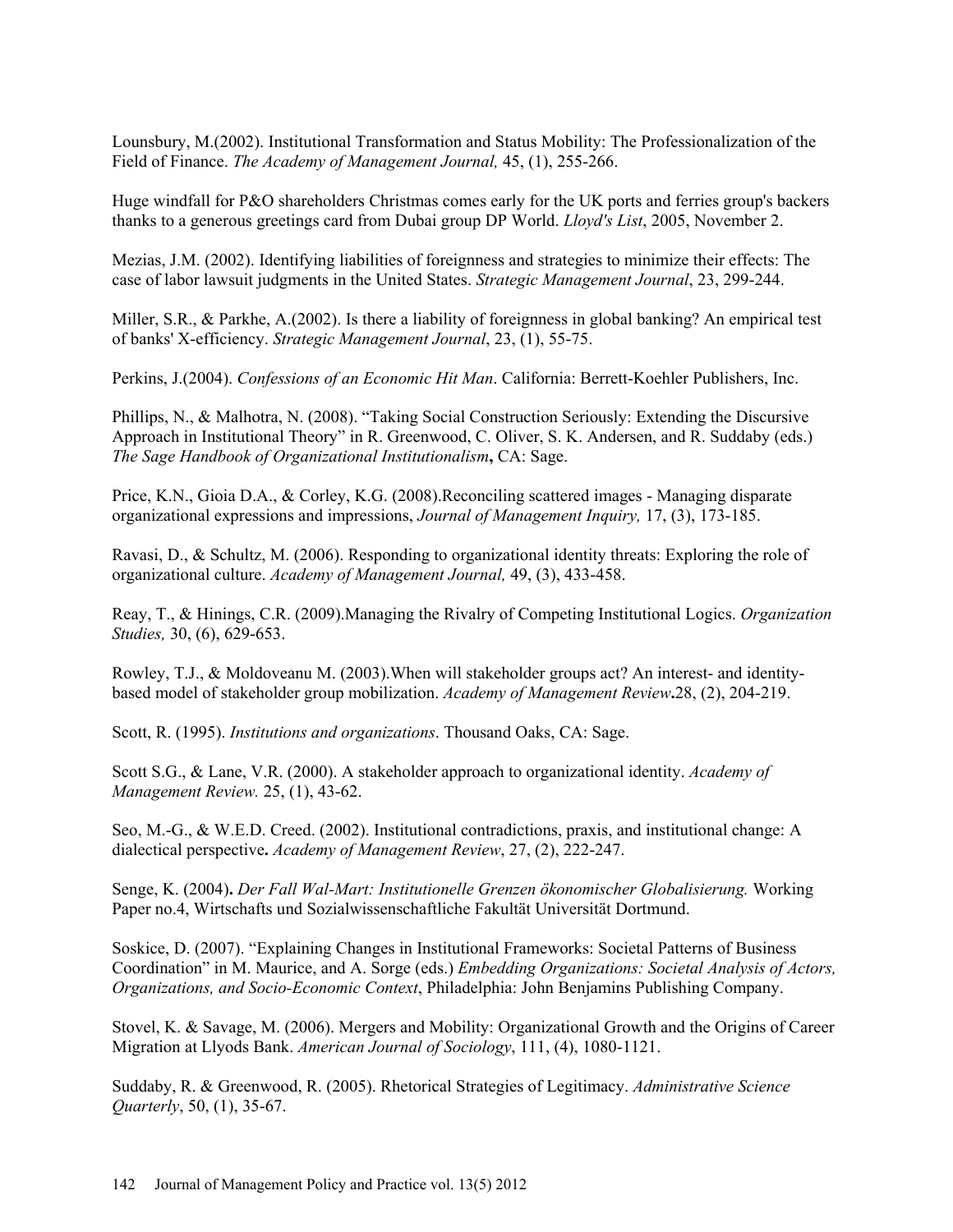Lounsbury, M.(2002). Institutional Transformation and Status Mobility: The Professionalization of the Field of Finance. *The Academy of Management Journal,* 45, (1), 255-266.

Huge windfall for P&O shareholders Christmas comes early for the UK ports and ferries group's backers thanks to a generous greetings card from Dubai group DP World. *Lloyd's List*, 2005, November 2.

Mezias, J.M. (2002). Identifying liabilities of foreignness and strategies to minimize their effects: The case of labor lawsuit judgments in the United States. *Strategic Management Journal*, 23, 299-244.

Miller, S.R., & Parkhe, A.(2002). Is there a liability of foreignness in global banking? An empirical test of banks' X-efficiency. *Strategic Management Journal*, 23, (1), 55-75.

Perkins, J.(2004). *Confessions of an Economic Hit Man*. California: Berrett-Koehler Publishers, Inc.

Phillips, N., & Malhotra, N. (2008). "Taking Social Construction Seriously: Extending the Discursive Approach in Institutional Theory" in R. Greenwood, C. Oliver, S. K. Andersen, and R. Suddaby (eds.) *The Sage Handbook of Organizational Institutionalism***,** CA: Sage.

Price, K.N., Gioia D.A., & Corley, K.G. (2008).Reconciling scattered images - Managing disparate organizational expressions and impressions, *Journal of Management Inquiry,* 17, (3), 173-185.

Ravasi, D., & Schultz, M. (2006). Responding to organizational identity threats: Exploring the role of organizational culture. *Academy of Management Journal,* 49, (3), 433-458.

Reay, T., & Hinings, C.R. (2009).Managing the Rivalry of Competing Institutional Logics. *Organization Studies,* 30, (6), 629-653.

Rowley, T.J., & Moldoveanu M. (2003).When will stakeholder groups act? An interest- and identity-based model of stakeholder group mobilization. *Academy of Management Review***.**28, (2), 204-219.

Scott, R. (1995). *Institutions and organizations*. Thousand Oaks, CA: Sage.

Scott S.G., & Lane, V.R. (2000). A stakeholder approach to organizational identity. *Academy of Management Review.* 25, (1), 43-62.

Seo, M.-G., & W.E.D. Creed. (2002). Institutional contradictions, praxis, and institutional change: A dialectical perspective**.** *Academy of Management Review*, 27, (2), 222-247.

Senge, K. (2004)**.** *Der Fall Wal-Mart: Institutionelle Grenzen ökonomischer Globalisierung.* Working Paper no.4, Wirtschafts und Sozialwissenschaftliche Fakultät Universität Dortmund.

Soskice, D. (2007). "Explaining Changes in Institutional Frameworks: Societal Patterns of Business Coordination" in M. Maurice, and A. Sorge (eds.) *Embedding Organizations: Societal Analysis of Actors, Organizations, and Socio-Economic Context*, Philadelphia: John Benjamins Publishing Company.

Stovel, K. & Savage, M. (2006). Mergers and Mobility: Organizational Growth and the Origins of Career Migration at Llyods Bank. *American Journal of Sociology*, 111, (4), 1080-1121.

Suddaby, R. & Greenwood, R. (2005). Rhetorical Strategies of Legitimacy. *Administrative Science Quarterly*, 50, (1), 35-67.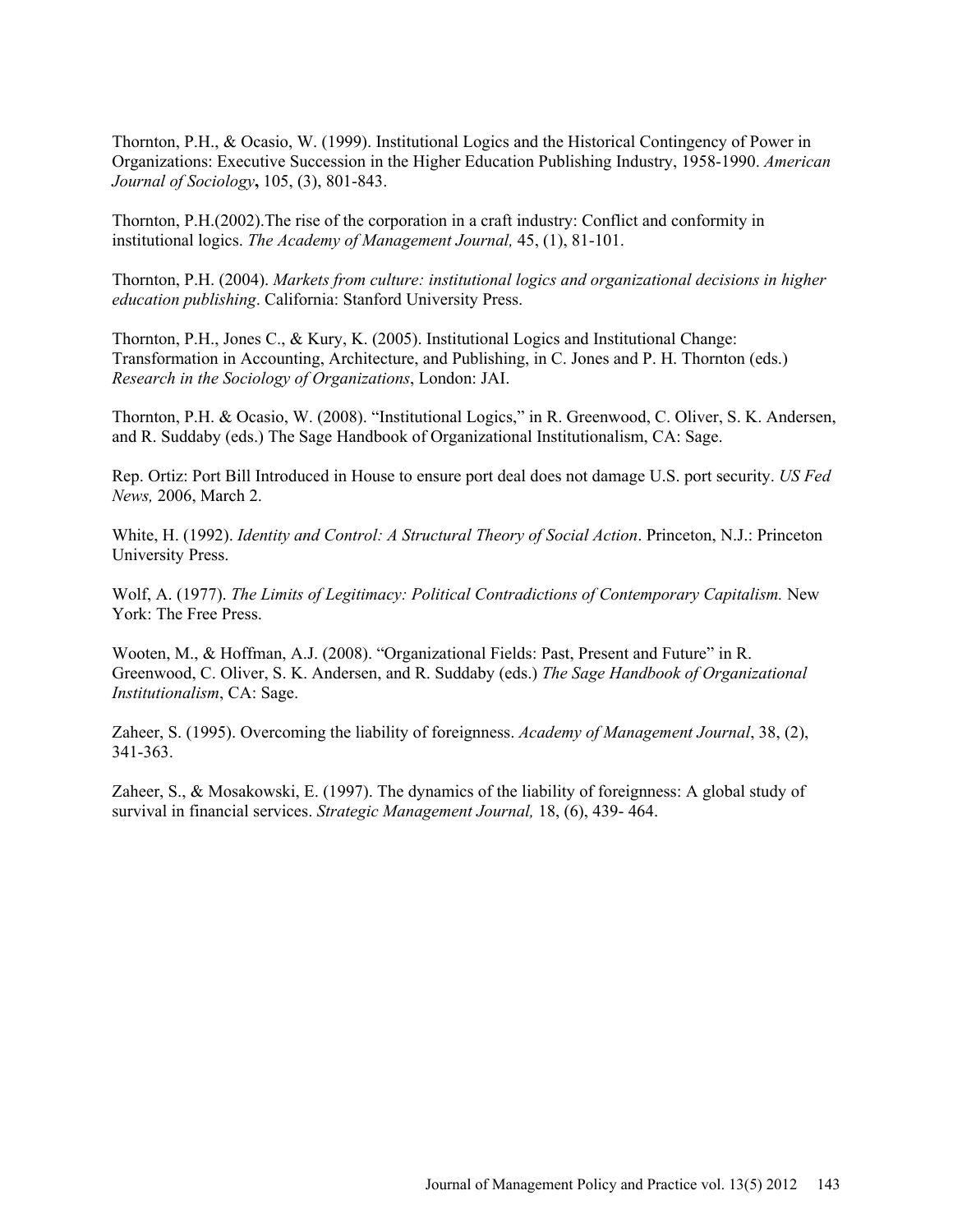Thornton, P.H., & Ocasio, W. (1999). Institutional Logics and the Historical Contingency of Power in Organizations: Executive Succession in the Higher Education Publishing Industry, 1958-1990. *American Journal of Sociology***,** 105, (3), 801-843.

Thornton, P.H.(2002).The rise of the corporation in a craft industry: Conflict and conformity in institutional logics. *The Academy of Management Journal,* 45, (1), 81-101.

Thornton, P.H. (2004). *Markets from culture: institutional logics and organizational decisions in higher education publishing*. California: Stanford University Press.

Thornton, P.H., Jones C., & Kury, K. (2005). Institutional Logics and Institutional Change: Transformation in Accounting, Architecture, and Publishing, in C. Jones and P. H. Thornton (eds.) *Research in the Sociology of Organizations*, London: JAI.

Thornton, P.H. & Ocasio, W. (2008). "Institutional Logics," in R. Greenwood, C. Oliver, S. K. Andersen, and R. Suddaby (eds.) The Sage Handbook of Organizational Institutionalism, CA: Sage.

Rep. Ortiz: Port Bill Introduced in House to ensure port deal does not damage U.S. port security. *US Fed News,* 2006, March 2.

White, H. (1992). *Identity and Control: A Structural Theory of Social Action*. Princeton, N.J.: Princeton University Press.

Wolf, A. (1977). *The Limits of Legitimacy: Political Contradictions of Contemporary Capitalism.* New York: The Free Press.

Wooten, M., & Hoffman, A.J. (2008). "Organizational Fields: Past, Present and Future" in R. Greenwood, C. Oliver, S. K. Andersen, and R. Suddaby (eds.) *The Sage Handbook of Organizational Institutionalism*, CA: Sage.

Zaheer, S. (1995). Overcoming the liability of foreignness. *Academy of Management Journal*, 38, (2), 341-363.

Zaheer, S., & Mosakowski, E. (1997). The dynamics of the liability of foreignness: A global study of survival in financial services. *Strategic Management Journal,* 18, (6), 439- 464.